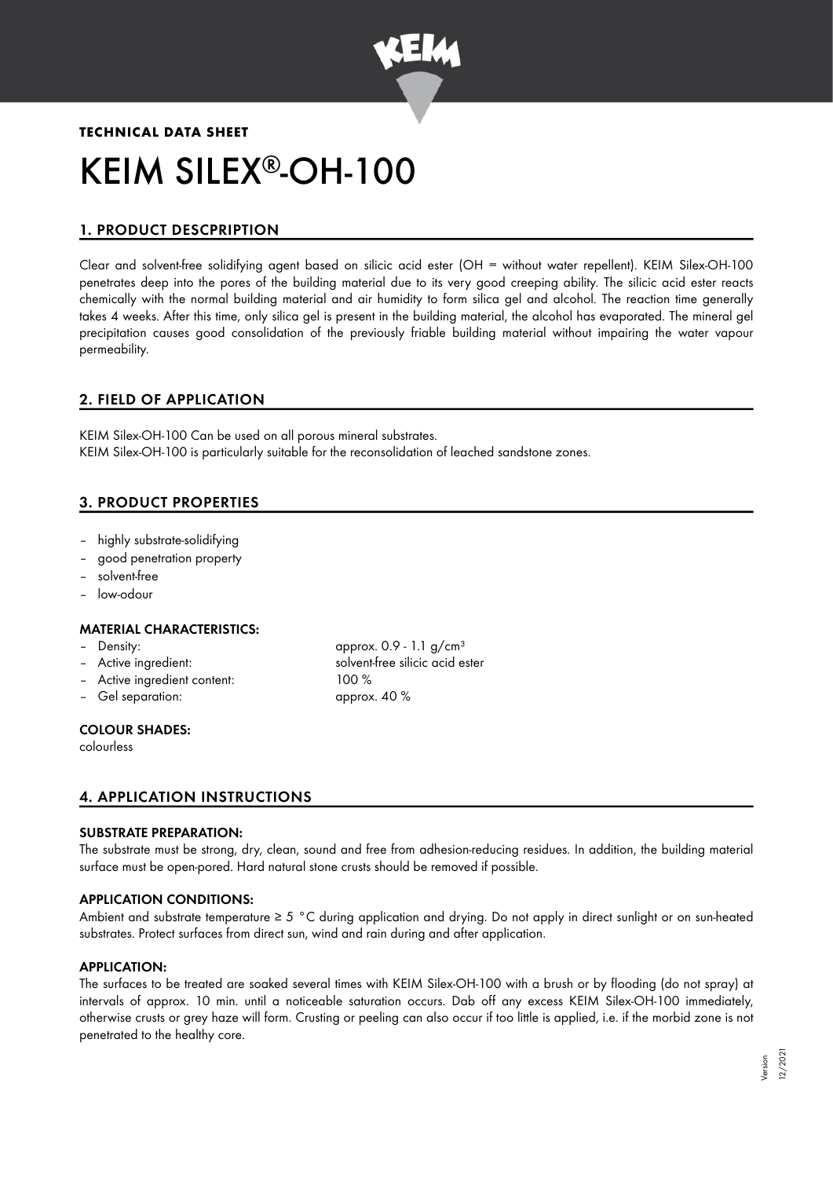**TECHNICAL DATA SHEET**

# KEIM SILEX®-OH-100

## 1. PRODUCT DESCPRIPTION

Clear and solvent-free solidifying agent based on silicic acid ester (OH = without water repellent). KEIM Silex-OH-100 penetrates deep into the pores of the building material due to its very good creeping ability. The silicic acid ester reacts chemically with the normal building material and air humidity to form silica gel and alcohol. The reaction time generally takes 4 weeks. After this time, only silica gel is present in the building material, the alcohol has evaporated. The mineral gel precipitation causes good consolidation of the previously friable building material without impairing the water vapour permeability.

## 2. FIELD OF APPLICATION

KEIM Silex-OH-100 Can be used on all porous mineral substrates.
KEIM Silex-OH-100 is particularly suitable for the reconsolidation of leached sandstone zones.

## 3. PRODUCT PROPERTIES

- highly substrate-solidifying
- good penetration property
- solvent-free
- low-odour

### MATERIAL CHARACTERISTICS:

- Density: approx. 0.9 - 1.1 g/cm³
- Active ingredient: solvent-free silicic acid ester
- Active ingredient content: 100 %
- Gel separation: approx. 40 %

### COLOUR SHADES:

colourless

## 4. APPLICATION INSTRUCTIONS

### SUBSTRATE PREPARATION:

The substrate must be strong, dry, clean, sound and free from adhesion-reducing residues. In addition, the building material surface must be open-pored. Hard natural stone crusts should be removed if possible.

### APPLICATION CONDITIONS:

Ambient and substrate temperature ≥ 5 °C during application and drying. Do not apply in direct sunlight or on sun-heated substrates. Protect surfaces from direct sun, wind and rain during and after application.

### APPLICATION:

The surfaces to be treated are soaked several times with KEIM Silex-OH-100 with a brush or by flooding (do not spray) at intervals of approx. 10 min. until a noticeable saturation occurs. Dab off any excess KEIM Silex-OH-100 immediately, otherwise crusts or grey haze will form. Crusting or peeling can also occur if too little is applied, i.e. if the morbid zone is not penetrated to the healthy core.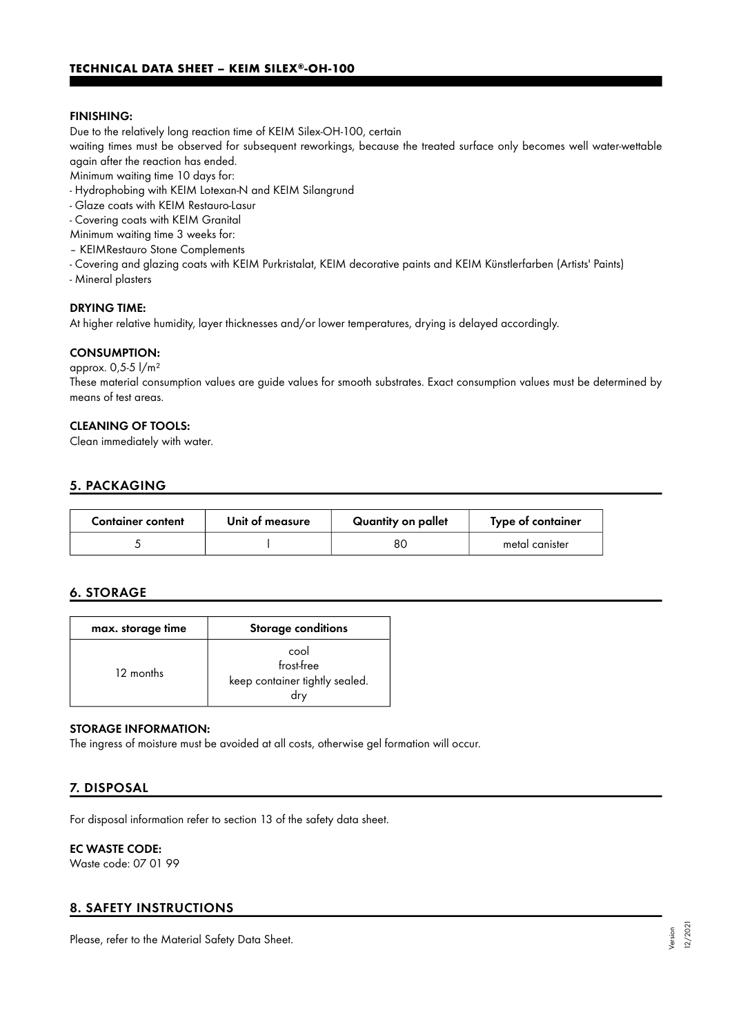#### FINISHING:

Due to the relatively long reaction time of KEIM Silex-OH-100, certain
waiting times must be observed for subsequent reworkings, because the treated surface only becomes well water-wettable again after the reaction has ended.
Minimum waiting time 10 days for:
- Hydrophobing with KEIM Lotexan-N and KEIM Silangrund
- Glaze coats with KEIM Restauro-Lasur
- Covering coats with KEIM Granital

Minimum waiting time 3 weeks for:
– KEIMRestauro Stone Complements
- Covering and glazing coats with KEIM Purkristalat, KEIM decorative paints and KEIM Künstlerfarben (Artists' Paints)
- Mineral plasters

#### DRYING TIME:

At higher relative humidity, layer thicknesses and/or lower temperatures, drying is delayed accordingly.

#### CONSUMPTION:

approx. 0,5-5 l/m²
These material consumption values are guide values for smooth substrates. Exact consumption values must be determined by means of test areas.

#### CLEANING OF TOOLS:

Clean immediately with water.

## 5. PACKAGING

| Container content | Unit of measure | Quantity on pallet | Type of container |
|---|---|---|---|
| 5 | l | 80 | metal canister |

## 6. STORAGE

| max. storage time | Storage conditions |
|---|---|
| 12 months | cool<br>frost-free<br>keep container tightly sealed.<br>dry |

#### STORAGE INFORMATION:

The ingress of moisture must be avoided at all costs, otherwise gel formation will occur.

## 7. DISPOSAL

For disposal information refer to section 13 of the safety data sheet.

#### EC WASTE CODE:

Waste code: 07 01 99

## 8. SAFETY INSTRUCTIONS

Please, refer to the Material Safety Data Sheet.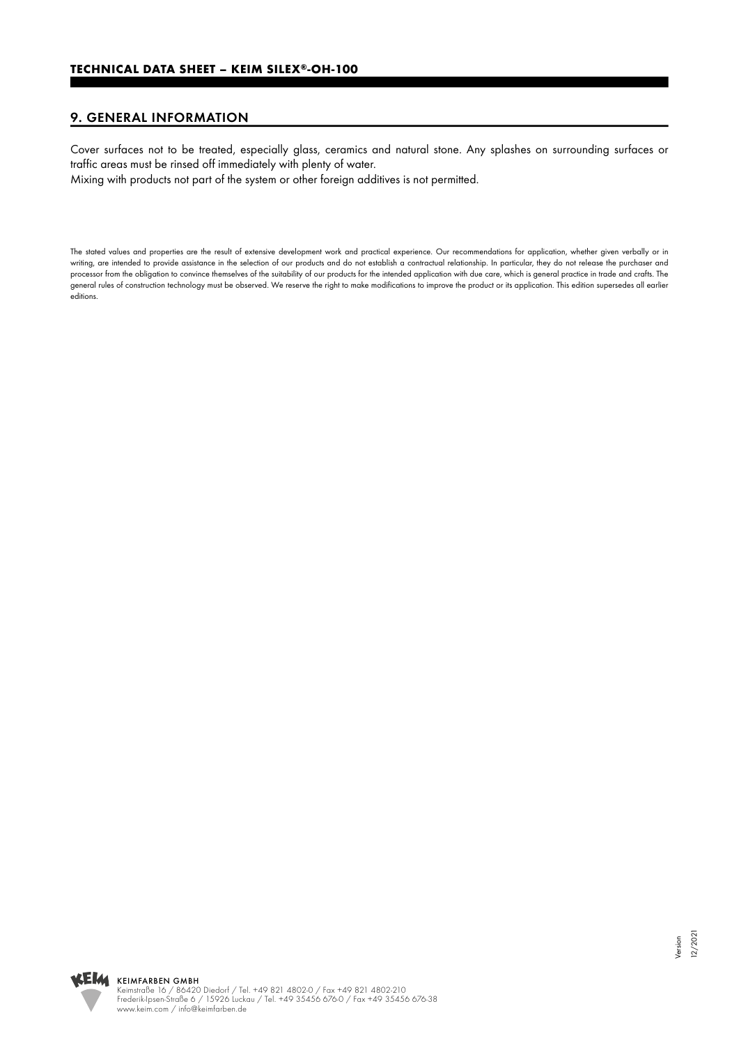## 9. GENERAL INFORMATION

Cover surfaces not to be treated, especially glass, ceramics and natural stone. Any splashes on surrounding surfaces or traffic areas must be rinsed off immediately with plenty of water.
Mixing with products not part of the system or other foreign additives is not permitted.

The stated values and properties are the result of extensive development work and practical experience. Our recommendations for application, whether given verbally or in writing, are intended to provide assistance in the selection of our products and do not establish a contractual relationship. In particular, they do not release the purchaser and processor from the obligation to convince themselves of the suitability of our products for the intended application with due care, which is general practice in trade and crafts. The general rules of construction technology must be observed. We reserve the right to make modifications to improve the product or its application. This edition supersedes all earlier editions.

**KEIMFARBEN GMBH**
Keimstraße 16 / 86420 Diedorf / Tel. +49 821 4802-0 / Fax +49 821 4802-210
Frederik-Ipsen-Straße 6 / 15926 Luckau / Tel. +49 35456 676-0 / Fax +49 35456 676-38
www.keim.com / info@keimfarben.de

Version 12/2021